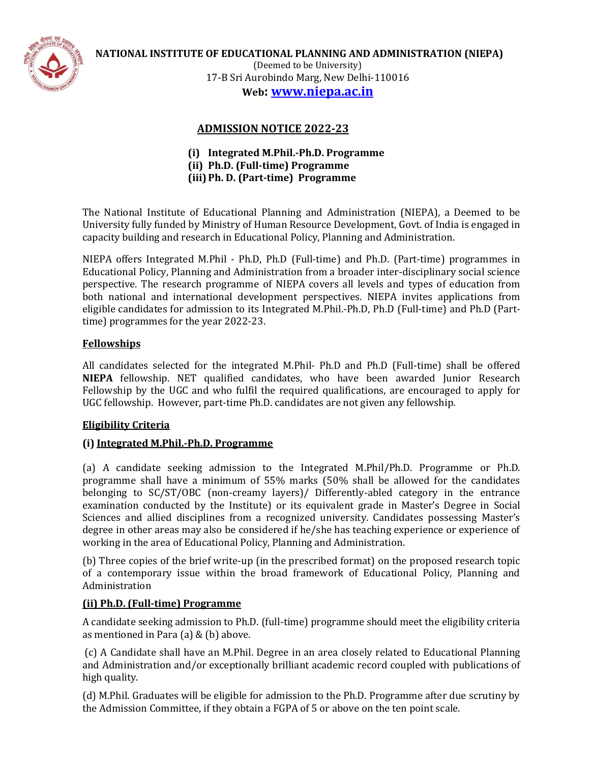**NATIONAL INSTITUTE OF EDUCATIONAL PLANNING AND ADMINISTRATION (NIEPA)**

(Deemed to be University)

17-B Sri Aurobindo Marg, New Delhi-110016

**Web: [www.niepa.ac.in](http://www.niepa.ac.in)**

# ADMISSION NOTICE 2022-23

**(i) Integrated M.Phil.-Ph.D. Programme**
**(ii) Ph.D. (Full-time) Programme**
**(iii) Ph. D. (Part-time) Programme**

The National Institute of Educational Planning and Administration (NIEPA), a Deemed to be University fully funded by Ministry of Human Resource Development, Govt. of India is engaged in capacity building and research in Educational Policy, Planning and Administration.

NIEPA offers Integrated M.Phil - Ph.D, Ph.D (Full-time) and Ph.D. (Part-time) programmes in Educational Policy, Planning and Administration from a broader inter-disciplinary social science perspective. The research programme of NIEPA covers all levels and types of education from both national and international development perspectives. NIEPA invites applications from eligible candidates for admission to its Integrated M.Phil.-Ph.D, Ph.D (Full-time) and Ph.D (Part-time) programmes for the year 2022-23.

## Fellowships

All candidates selected for the integrated M.Phil- Ph.D and Ph.D (Full-time) shall be offered **NIEPA** fellowship. NET qualified candidates, who have been awarded Junior Research Fellowship by the UGC and who fulfil the required qualifications, are encouraged to apply for UGC fellowship. However, part-time Ph.D. candidates are not given any fellowship.

## Eligibility Criteria

### (i) Integrated M.Phil.-Ph.D. Programme

(a) A candidate seeking admission to the Integrated M.Phil/Ph.D. Programme or Ph.D. programme shall have a minimum of 55% marks (50% shall be allowed for the candidates belonging to SC/ST/OBC (non-creamy layers)/ Differently-abled category in the entrance examination conducted by the Institute) or its equivalent grade in Master's Degree in Social Sciences and allied disciplines from a recognized university. Candidates possessing Master's degree in other areas may also be considered if he/she has teaching experience or experience of working in the area of Educational Policy, Planning and Administration.

(b) Three copies of the brief write-up (in the prescribed format) on the proposed research topic of a contemporary issue within the broad framework of Educational Policy, Planning and Administration

### (ii) Ph.D. (Full-time) Programme

A candidate seeking admission to Ph.D. (full-time) programme should meet the eligibility criteria as mentioned in Para (a) & (b) above.

(c) A Candidate shall have an M.Phil. Degree in an area closely related to Educational Planning and Administration and/or exceptionally brilliant academic record coupled with publications of high quality.

(d) M.Phil. Graduates will be eligible for admission to the Ph.D. Programme after due scrutiny by the Admission Committee, if they obtain a FGPA of 5 or above on the ten point scale.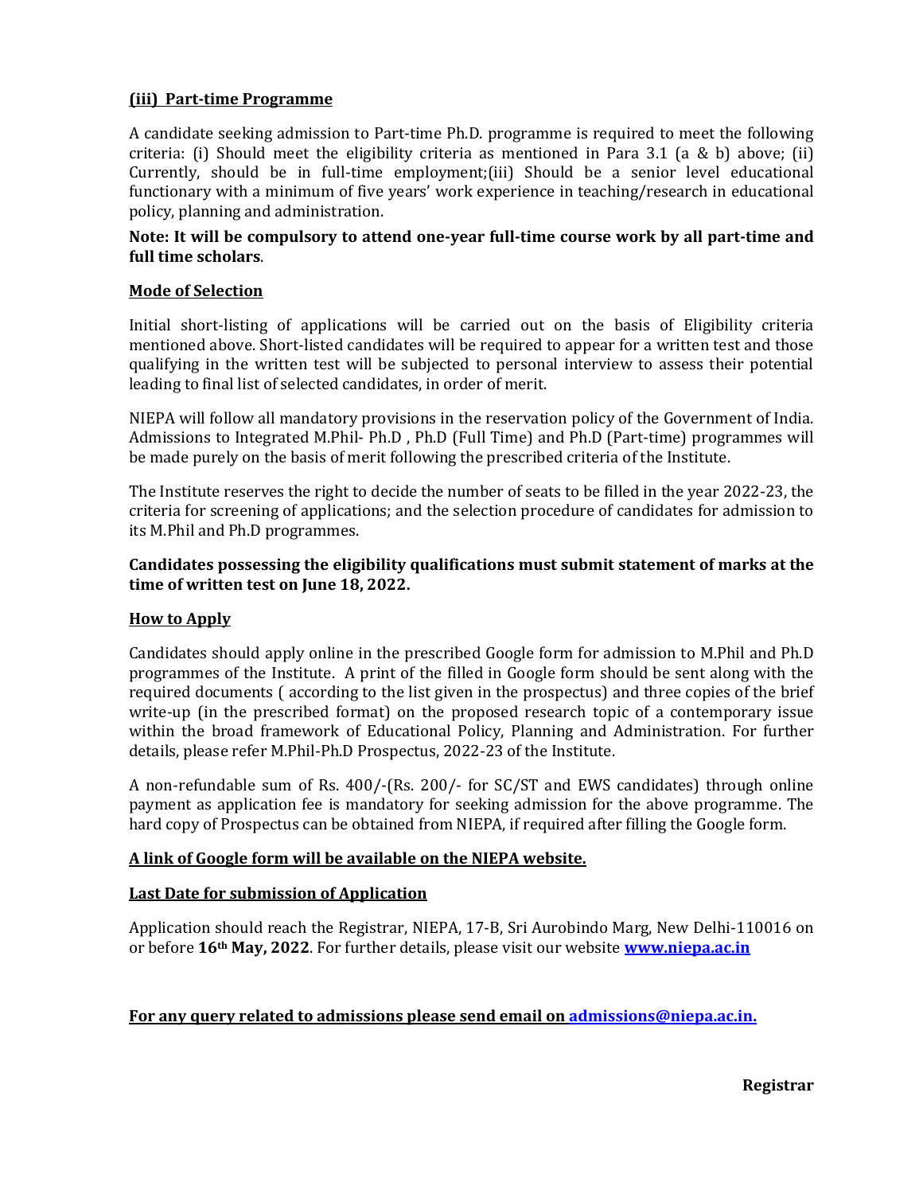**(iii) Part-time Programme**

A candidate seeking admission to Part-time Ph.D. programme is required to meet the following criteria: (i) Should meet the eligibility criteria as mentioned in Para 3.1 (a & b) above; (ii) Currently, should be in full-time employment;(iii) Should be a senior level educational functionary with a minimum of five years' work experience in teaching/research in educational policy, planning and administration.

**Note: It will be compulsory to attend one-year full-time course work by all part-time and full time scholars**.

**Mode of Selection**

Initial short-listing of applications will be carried out on the basis of Eligibility criteria mentioned above. Short-listed candidates will be required to appear for a written test and those qualifying in the written test will be subjected to personal interview to assess their potential leading to final list of selected candidates, in order of merit.

NIEPA will follow all mandatory provisions in the reservation policy of the Government of India. Admissions to Integrated M.Phil- Ph.D , Ph.D (Full Time) and Ph.D (Part-time) programmes will be made purely on the basis of merit following the prescribed criteria of the Institute.

The Institute reserves the right to decide the number of seats to be filled in the year 2022-23, the criteria for screening of applications; and the selection procedure of candidates for admission to its M.Phil and Ph.D programmes.

**Candidates possessing the eligibility qualifications must submit statement of marks at the time of written test on June 18, 2022.**

**How to Apply**

Candidates should apply online in the prescribed Google form for admission to M.Phil and Ph.D programmes of the Institute. A print of the filled in Google form should be sent along with the required documents ( according to the list given in the prospectus) and three copies of the brief write-up (in the prescribed format) on the proposed research topic of a contemporary issue within the broad framework of Educational Policy, Planning and Administration. For further details, please refer M.Phil-Ph.D Prospectus, 2022-23 of the Institute.

A non-refundable sum of Rs. 400/-(Rs. 200/- for SC/ST and EWS candidates) through online payment as application fee is mandatory for seeking admission for the above programme. The hard copy of Prospectus can be obtained from NIEPA, if required after filling the Google form.

**A link of Google form will be available on the NIEPA website.**

**Last Date for submission of Application**

Application should reach the Registrar, NIEPA, 17-B, Sri Aurobindo Marg, New Delhi-110016 on or before **16th May, 2022**. For further details, please visit our website **www.niepa.ac.in**

**For any query related to admissions please send email on admissions@niepa.ac.in.**

**Registrar**